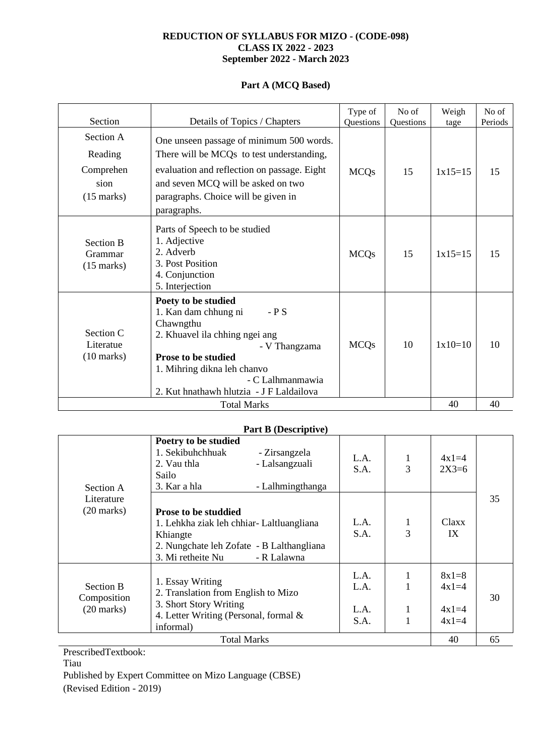**REDUCTION OF SYLLABUS FOR MIZO - (CODE-098)**
**CLASS IX 2022 - 2023**
**September 2022 - March 2023**

**Part A (MCQ Based)**

| Section | Details of Topics / Chapters | Type of Questions | No of Questions | Weigh tage | No of Periods |
|---|---|---|---|---|---|
| Section A Reading Comprehen sion (15 marks) | One unseen passage of minimum 500 words. There will be MCQs to test understanding, evaluation and reflection on passage. Eight and seven MCQ will be asked on two paragraphs. Choice will be given in paragraphs. | MCQs | 15 | 1x15=15 | 15 |
| Section B Grammar (15 marks) | Parts of Speech to be studied<br>1. Adjective<br>2. Adverb<br>3. Post Position<br>4. Conjunction<br>5. Interjection | MCQs | 15 | 1x15=15 | 15 |
| Section C Literatue (10 marks) | **Poetry to be studied**<br>1. Kan dam chhung ni - P S Chawngthu<br>2. Khuavel ila chhing ngei ang - V Thangzama<br>**Prose to be studied**<br>1. Mihring dikna leh chanvo - C Lalhmanmawia<br>2. Kut hnathawh hlutzia - J F Laldailova | MCQs | 10 | 1x10=10 | 10 |
| Total Marks | | | | 40 | 40 |

**Part B (Descriptive)**

| Section | Details of Topics / Chapters | Type of Questions | No of Questions | Weightage | No of Periods |
|---|---|---|---|---|---|
| Section A Literature (20 marks) | **Poetry to be studied**<br>1. Sekibuhchhuak - Zirsangzela<br>2. Vau thla - Lalsangzuali Sailo<br>3. Kar a hla - Lalhmingthanga | L.A.<br>S.A. | 1<br>3 | 4x1=4<br>2X3=6 | 35 |
| | **Prose to be studdied**<br>1. Lehkha ziak leh chhiar- Laltluangliana Khiangte<br>2. Nungchate leh Zofate - B Lalthangliana<br>3. Mi retheite Nu - R Lalawna | L.A.<br>S.A. | 1<br>3 | Claxx IX | |
| Section B Composition (20 marks) | 1. Essay Writing<br>2. Translation from English to Mizo<br>3. Short Story Writing<br>4. Letter Writing (Personal, formal & informal) | L.A.<br>L.A.<br>L.A.<br>S.A. | 1<br>1<br>1<br>1 | 8x1=8<br>4x1=4<br>4x1=4<br>4x1=4 | 30 |
| Total Marks | | | | 40 | 65 |

PrescribedTextbook:
Tiau
Published by Expert Committee on Mizo Language (CBSE)
(Revised Edition - 2019)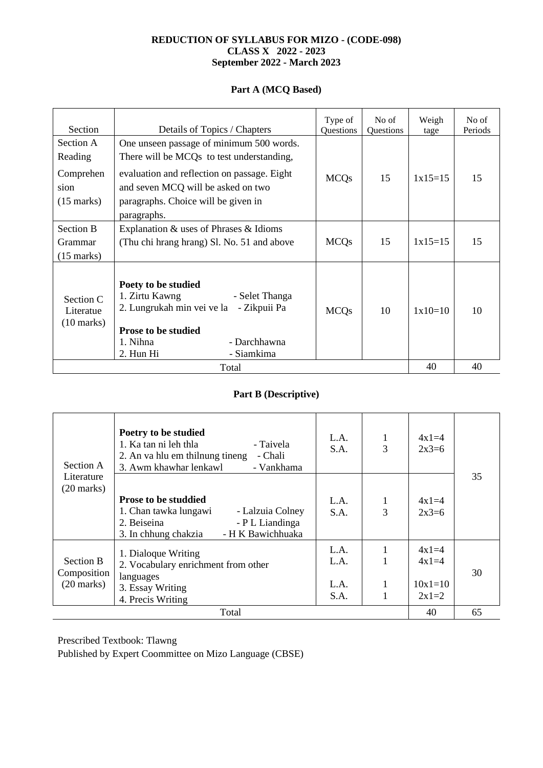**REDUCTION OF SYLLABUS FOR MIZO - (CODE-098)**
**CLASS X 2022 - 2023**
**September 2022 - March 2023**

## Part A (MCQ Based)

| Section | Details of Topics / Chapters | Type of Questions | No of Questions | Weigh tage | No of Periods |
|---|---|---|---|---|---|
| Section A Reading Comprehen sion (15 marks) | One unseen passage of minimum 500 words. There will be MCQs to test understanding, evaluation and reflection on passage. Eight and seven MCQ will be asked on two paragraphs. Choice will be given in paragraphs. | MCQs | 15 | 1x15=15 | 15 |
| Section B Grammar (15 marks) | Explanation & uses of Phrases & Idioms (Thu chi hrang hrang) Sl. No. 51 and above | MCQs | 15 | 1x15=15 | 15 |
| Section C Literatue (10 marks) | **Poety to be studied**<br>1. Zirtu Kawng - Selet Thanga<br>2. Lungrukah min vei ve la - Zikpuii Pa<br>**Prose to be studied**<br>1. Nihna - Darchhawna<br>2. Hun Hi - Siamkima | MCQs | 10 | 1x10=10 | 10 |
| Total | | | | 40 | 40 |

## Part B (Descriptive)

| Section | Details of Topics / Chapters | Type of Questions | No of Questions | Weigh tage | No of Periods |
|---|---|---|---|---|---|
| Section A Literature (20 marks) | **Poetry to be studied**<br>1. Ka tan ni leh thla - Taivela<br>2. An va hlu em thilnung tineng - Chali<br>3. Awm khawhar lenkawl - Vankhama | L.A.<br>S.A. | 1<br>3 | 4x1=4<br>2x3=6 | 35 |
| | **Prose to be studdied**<br>1. Chan tawka lungawi - Lalzuia Colney<br>2. Beiseina - P L Liandinga<br>3. In chhung chakzia - H K Bawichhuaka | L.A.<br>S.A. | 1<br>3 | 4x1=4<br>2x3=6 | |
| Section B Composition (20 marks) | 1. Dialoque Writing<br>2. Vocabulary enrichment from other languages<br>3. Essay Writing<br>4. Precis Writing | L.A.<br>L.A.<br>L.A.<br>S.A. | 1<br>1<br>1<br>1 | 4x1=4<br>4x1=4<br>10x1=10<br>2x1=2 | 30 |
| Total | | | | 40 | 65 |

Prescribed Textbook: Tlawng
Published by Expert Coommittee on Mizo Language (CBSE)